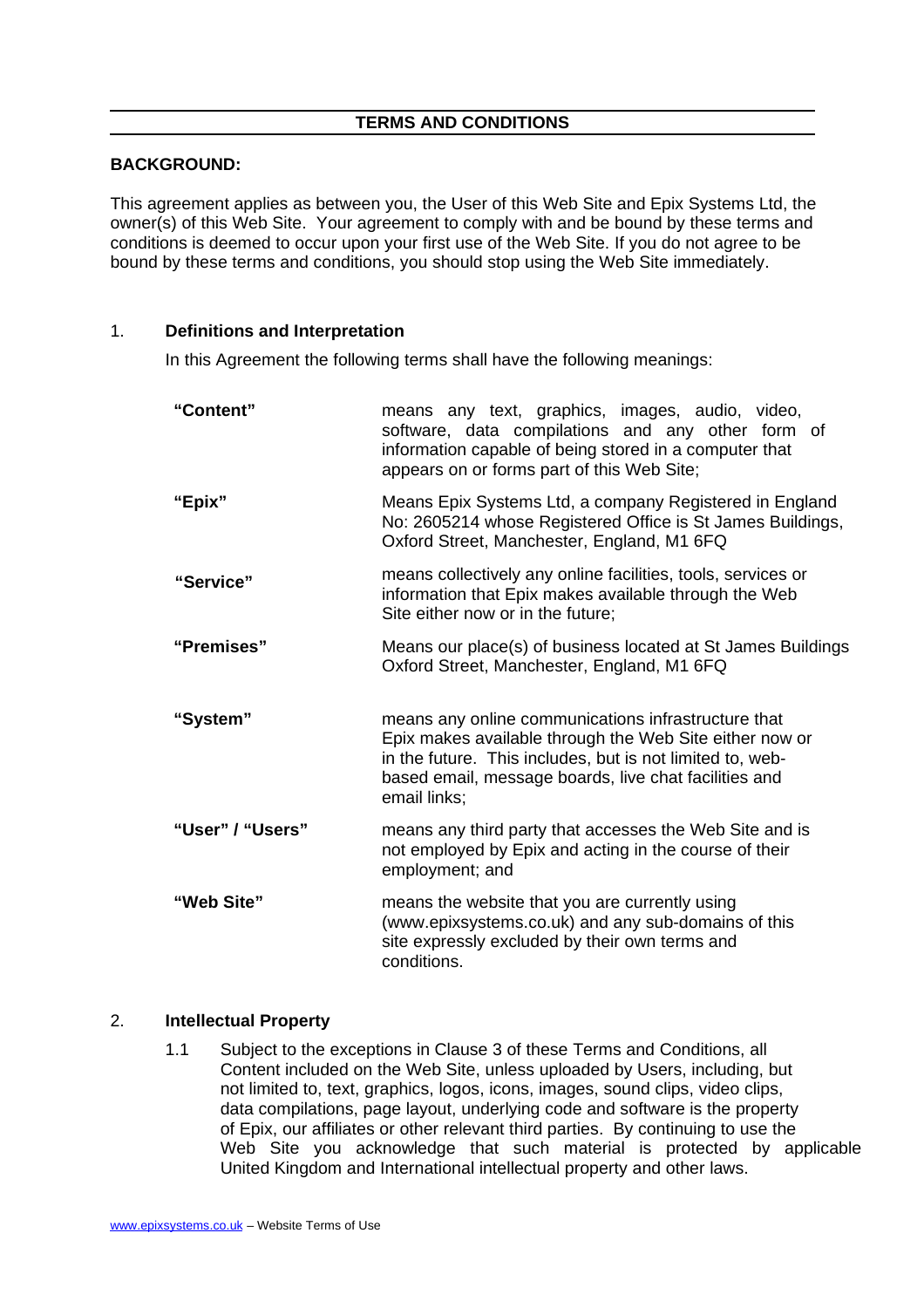# TERMS AND CONDITIONS

**BACKGROUND:**

This agreement applies as between you, the User of this Web Site and Epix Systems Ltd, the owner(s) of this Web Site. Your agreement to comply with and be bound by these terms and conditions is deemed to occur upon your first use of the Web Site. If you do not agree to be bound by these terms and conditions, you should stop using the Web Site immediately.

## 1. Definitions and Interpretation

In this Agreement the following terms shall have the following meanings:

| | |
|---|---|
| **"Content"** | means any text, graphics, images, audio, video, software, data compilations and any other form of information capable of being stored in a computer that appears on or forms part of this Web Site; |
| **"Epix"** | Means Epix Systems Ltd, a company Registered in England No: 2605214 whose Registered Office is St James Buildings, Oxford Street, Manchester, England, M1 6FQ |
| **"Service"** | means collectively any online facilities, tools, services or information that Epix makes available through the Web Site either now or in the future; |
| **"Premises"** | Means our place(s) of business located at St James Buildings Oxford Street, Manchester, England, M1 6FQ |
| **"System"** | means any online communications infrastructure that Epix makes available through the Web Site either now or in the future. This includes, but is not limited to, web-based email, message boards, live chat facilities and email links; |
| **"User" / "Users"** | means any third party that accesses the Web Site and is not employed by Epix and acting in the course of their employment; and |
| **"Web Site"** | means the website that you are currently using (www.epixsystems.co.uk) and any sub-domains of this site expressly excluded by their own terms and conditions. |

## 2. Intellectual Property

1.1 Subject to the exceptions in Clause 3 of these Terms and Conditions, all Content included on the Web Site, unless uploaded by Users, including, but not limited to, text, graphics, logos, icons, images, sound clips, video clips, data compilations, page layout, underlying code and software is the property of Epix, our affiliates or other relevant third parties. By continuing to use the Web Site you acknowledge that such material is protected by applicable United Kingdom and International intellectual property and other laws.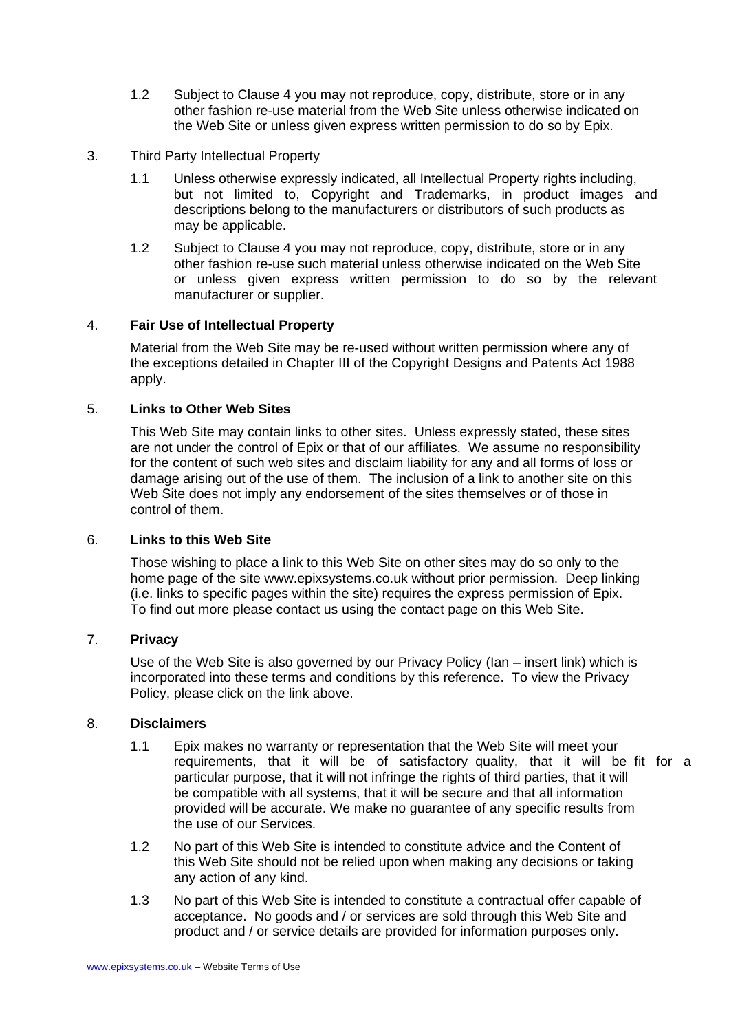1.2 Subject to Clause 4 you may not reproduce, copy, distribute, store or in any other fashion re-use material from the Web Site unless otherwise indicated on the Web Site or unless given express written permission to do so by Epix.

3. Third Party Intellectual Property

1.1 Unless otherwise expressly indicated, all Intellectual Property rights including, but not limited to, Copyright and Trademarks, in product images and descriptions belong to the manufacturers or distributors of such products as may be applicable.

1.2 Subject to Clause 4 you may not reproduce, copy, distribute, store or in any other fashion re-use such material unless otherwise indicated on the Web Site or unless given express written permission to do so by the relevant manufacturer or supplier.

4. **Fair Use of Intellectual Property**

Material from the Web Site may be re-used without written permission where any of the exceptions detailed in Chapter III of the Copyright Designs and Patents Act 1988 apply.

5. **Links to Other Web Sites**

This Web Site may contain links to other sites. Unless expressly stated, these sites are not under the control of Epix or that of our affiliates. We assume no responsibility for the content of such web sites and disclaim liability for any and all forms of loss or damage arising out of the use of them. The inclusion of a link to another site on this Web Site does not imply any endorsement of the sites themselves or of those in control of them.

6. **Links to this Web Site**

Those wishing to place a link to this Web Site on other sites may do so only to the home page of the site www.epixsystems.co.uk without prior permission. Deep linking (i.e. links to specific pages within the site) requires the express permission of Epix. To find out more please contact us using the contact page on this Web Site.

7. **Privacy**

Use of the Web Site is also governed by our Privacy Policy (Ian – insert link) which is incorporated into these terms and conditions by this reference. To view the Privacy Policy, please click on the link above.

8. **Disclaimers**

1.1 Epix makes no warranty or representation that the Web Site will meet your requirements, that it will be of satisfactory quality, that it will be fit for a particular purpose, that it will not infringe the rights of third parties, that it will be compatible with all systems, that it will be secure and that all information provided will be accurate. We make no guarantee of any specific results from the use of our Services.

1.2 No part of this Web Site is intended to constitute advice and the Content of this Web Site should not be relied upon when making any decisions or taking any action of any kind.

1.3 No part of this Web Site is intended to constitute a contractual offer capable of acceptance. No goods and / or services are sold through this Web Site and product and / or service details are provided for information purposes only.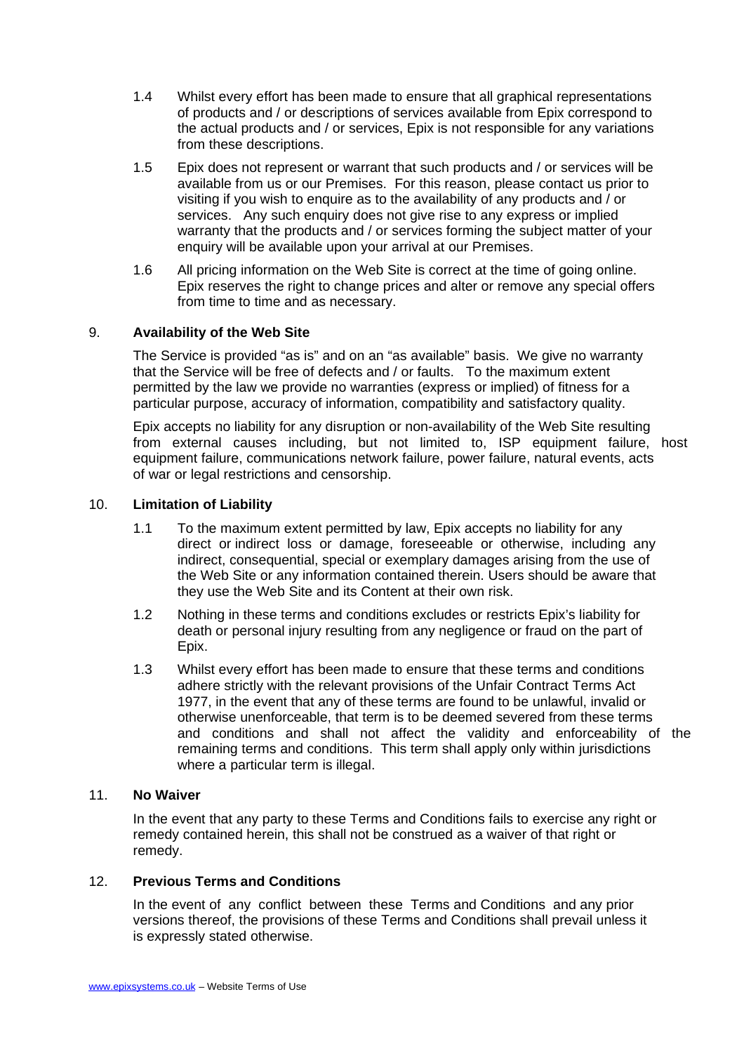1.4 Whilst every effort has been made to ensure that all graphical representations of products and / or descriptions of services available from Epix correspond to the actual products and / or services, Epix is not responsible for any variations from these descriptions.

1.5 Epix does not represent or warrant that such products and / or services will be available from us or our Premises. For this reason, please contact us prior to visiting if you wish to enquire as to the availability of any products and / or services. Any such enquiry does not give rise to any express or implied warranty that the products and / or services forming the subject matter of your enquiry will be available upon your arrival at our Premises.

1.6 All pricing information on the Web Site is correct at the time of going online. Epix reserves the right to change prices and alter or remove any special offers from time to time and as necessary.

## 9. Availability of the Web Site

The Service is provided "as is" and on an "as available" basis. We give no warranty that the Service will be free of defects and / or faults. To the maximum extent permitted by the law we provide no warranties (express or implied) of fitness for a particular purpose, accuracy of information, compatibility and satisfactory quality.

Epix accepts no liability for any disruption or non-availability of the Web Site resulting from external causes including, but not limited to, ISP equipment failure, host equipment failure, communications network failure, power failure, natural events, acts of war or legal restrictions and censorship.

## 10. Limitation of Liability

1.1 To the maximum extent permitted by law, Epix accepts no liability for any direct or indirect loss or damage, foreseeable or otherwise, including any indirect, consequential, special or exemplary damages arising from the use of the Web Site or any information contained therein. Users should be aware that they use the Web Site and its Content at their own risk.

1.2 Nothing in these terms and conditions excludes or restricts Epix's liability for death or personal injury resulting from any negligence or fraud on the part of Epix.

1.3 Whilst every effort has been made to ensure that these terms and conditions adhere strictly with the relevant provisions of the Unfair Contract Terms Act 1977, in the event that any of these terms are found to be unlawful, invalid or otherwise unenforceable, that term is to be deemed severed from these terms and conditions and shall not affect the validity and enforceability of the remaining terms and conditions. This term shall apply only within jurisdictions where a particular term is illegal.

## 11. No Waiver

In the event that any party to these Terms and Conditions fails to exercise any right or remedy contained herein, this shall not be construed as a waiver of that right or remedy.

## 12. Previous Terms and Conditions

In the event of any conflict between these Terms and Conditions and any prior versions thereof, the provisions of these Terms and Conditions shall prevail unless it is expressly stated otherwise.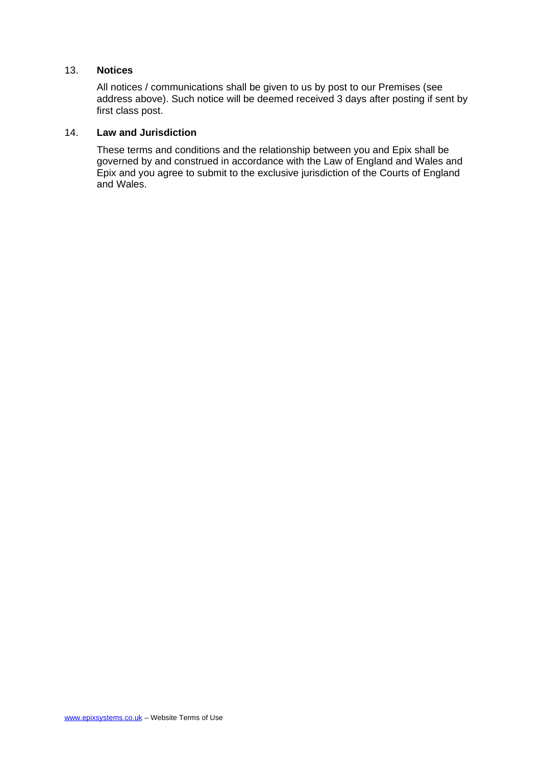13. **Notices**

All notices / communications shall be given to us by post to our Premises (see address above). Such notice will be deemed received 3 days after posting if sent by first class post.

14. **Law and Jurisdiction**

These terms and conditions and the relationship between you and Epix shall be governed by and construed in accordance with the Law of England and Wales and Epix and you agree to submit to the exclusive jurisdiction of the Courts of England and Wales.